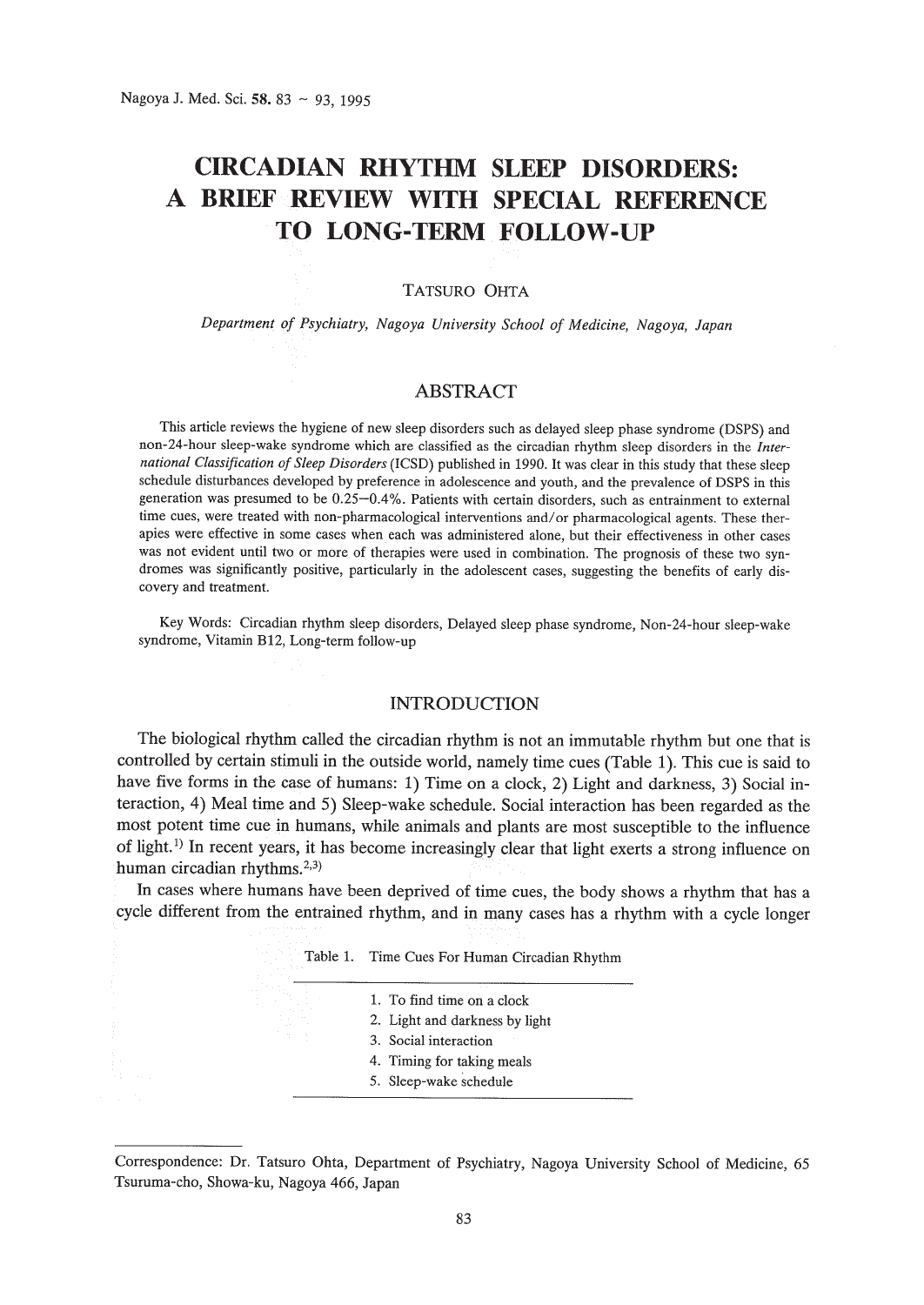# CIRCADIAN RHYTHM SLEEP DISORDERS: A BRIEF REVIEW WITH SPECIAL REFERENCE TO LONG-TERM FOLLOW-UP

TATSURO OHTA

*Department of Psychiatry, Nagoya University School of Medicine, Nagoya, Japan*

## ABSTRACT

This article reviews the hygiene of new sleep disorders such as delayed sleep phase syndrome (DSPS) and non-24-hour sleep-wake syndrome which are classified as the circadian rhythm sleep disorders in the *International Classification of Sleep Disorders* (ICSD) published in 1990. It was clear in this study that these sleep schedule disturbances developed by preference in adolescence and youth, and the prevalence of DSPS in this generation was presumed to be 0.25–0.4%. Patients with certain disorders, such as entrainment to external time cues, were treated with non-pharmacological interventions and/or pharmacological agents. These therapies were effective in some cases when each was administered alone, but their effectiveness in other cases was not evident until two or more of therapies were used in combination. The prognosis of these two syndromes was significantly positive, particularly in the adolescent cases, suggesting the benefits of early discovery and treatment.

Key Words: Circadian rhythm sleep disorders, Delayed sleep phase syndrome, Non-24-hour sleep-wake syndrome, Vitamin B12, Long-term follow-up

## INTRODUCTION

The biological rhythm called the circadian rhythm is not an immutable rhythm but one that is controlled by certain stimuli in the outside world, namely time cues (Table 1). This cue is said to have five forms in the case of humans: 1) Time on a clock, 2) Light and darkness, 3) Social interaction, 4) Meal time and 5) Sleep-wake schedule. Social interaction has been regarded as the most potent time cue in humans, while animals and plants are most susceptible to the influence of light.[1] In recent years, it has become increasingly clear that light exerts a strong influence on human circadian rhythms.[2,3]

In cases where humans have been deprived of time cues, the body shows a rhythm that has a cycle different from the entrained rhythm, and in many cases has a rhythm with a cycle longer

Table 1. Time Cues For Human Circadian Rhythm

|  |
|---|
| 1. To find time on a clock |
| 2. Light and darkness by light |
| 3. Social interaction |
| 4. Timing for taking meals |
| 5. Sleep-wake schedule |

Correspondence: Dr. Tatsuro Ohta, Department of Psychiatry, Nagoya University School of Medicine, 65 Tsuruma-cho, Showa-ku, Nagoya 466, Japan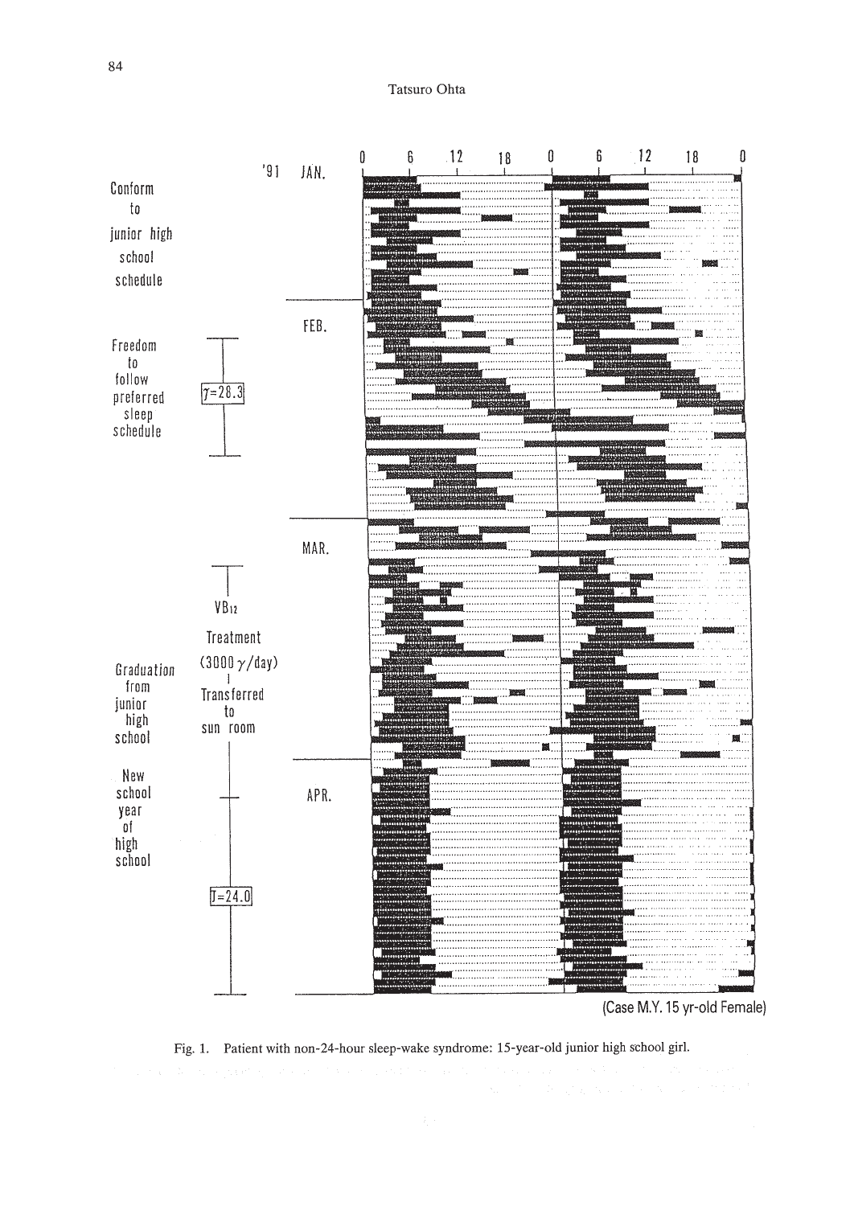Fig. 1. Patient with non-24-hour sleep-wake syndrome: 15-year-old junior high school girl.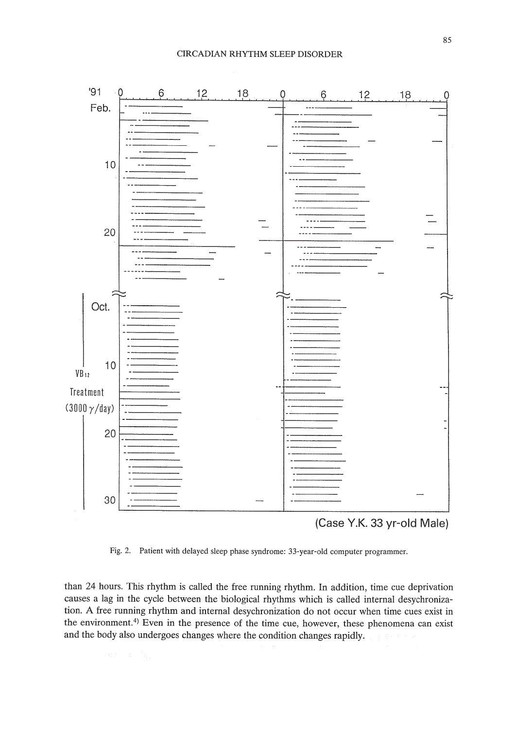Fig. 2. Patient with delayed sleep phase syndrome: 33-year-old computer programmer.

than 24 hours. This rhythm is called the free running rhythm. In addition, time cue deprivation causes a lag in the cycle between the biological rhythms which is called internal desychronization. A free running rhythm and internal desychronization do not occur when time cues exist in the environment.[4] Even in the presence of the time cue, however, these phenomena can exist and the body also undergoes changes where the condition changes rapidly.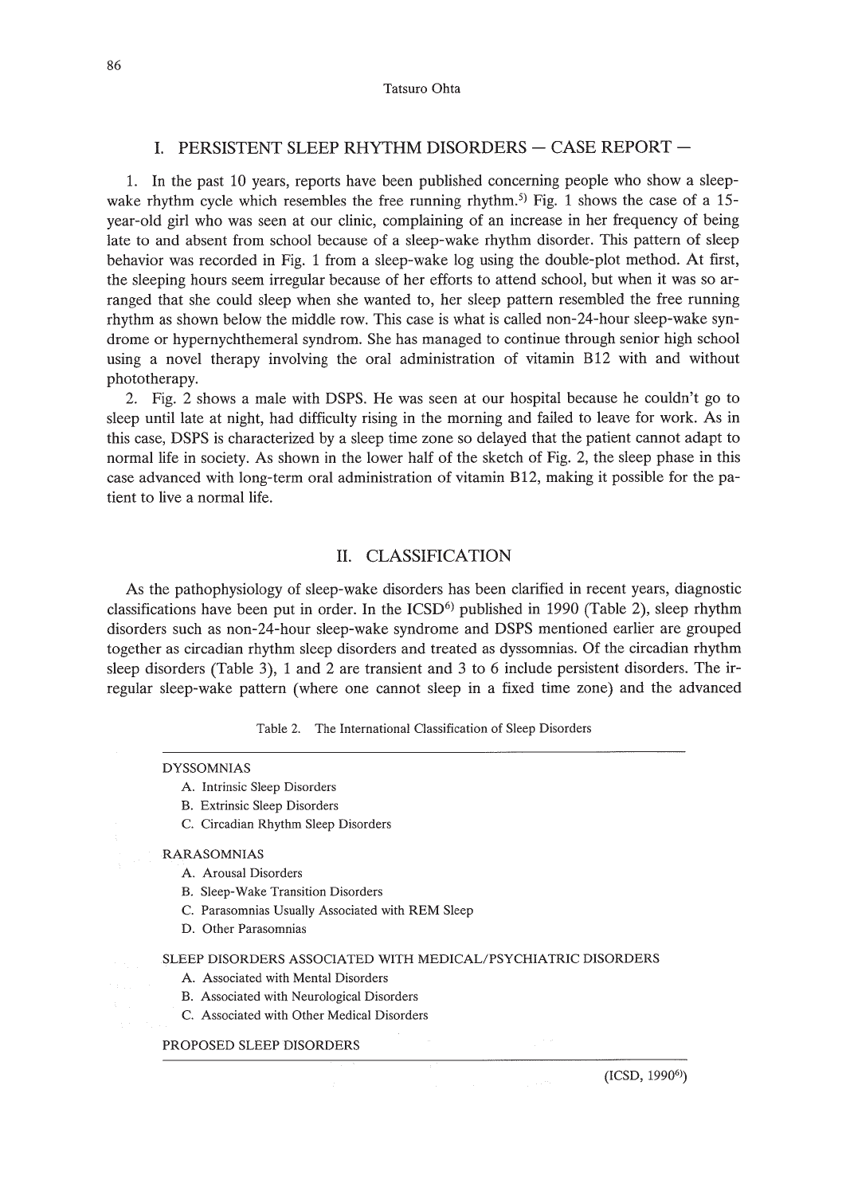## I. PERSISTENT SLEEP RHYTHM DISORDERS — CASE REPORT —

1. In the past 10 years, reports have been published concerning people who show a sleep-wake rhythm cycle which resembles the free running rhythm.[5] Fig. 1 shows the case of a 15-year-old girl who was seen at our clinic, complaining of an increase in her frequency of being late to and absent from school because of a sleep-wake rhythm disorder. This pattern of sleep behavior was recorded in Fig. 1 from a sleep-wake log using the double-plot method. At first, the sleeping hours seem irregular because of her efforts to attend school, but when it was so arranged that she could sleep when she wanted to, her sleep pattern resembled the free running rhythm as shown below the middle row. This case is what is called non-24-hour sleep-wake syndrome or hypernychthemeral syndrom. She has managed to continue through senior high school using a novel therapy involving the oral administration of vitamin B12 with and without phototherapy.

2. Fig. 2 shows a male with DSPS. He was seen at our hospital because he couldn't go to sleep until late at night, had difficulty rising in the morning and failed to leave for work. As in this case, DSPS is characterized by a sleep time zone so delayed that the patient cannot adapt to normal life in society. As shown in the lower half of the sketch of Fig. 2, the sleep phase in this case advanced with long-term oral administration of vitamin B12, making it possible for the patient to live a normal life.

## II. CLASSIFICATION

As the pathophysiology of sleep-wake disorders has been clarified in recent years, diagnostic classifications have been put in order. In the ICSD[6] published in 1990 (Table 2), sleep rhythm disorders such as non-24-hour sleep-wake syndrome and DSPS mentioned earlier are grouped together as circadian rhythm sleep disorders and treated as dyssomnias. Of the circadian rhythm sleep disorders (Table 3), 1 and 2 are transient and 3 to 6 include persistent disorders. The irregular sleep-wake pattern (where one cannot sleep in a fixed time zone) and the advanced

Table 2. The International Classification of Sleep Disorders

DYSSOMNIAS
- A. Intrinsic Sleep Disorders
- B. Extrinsic Sleep Disorders
- C. Circadian Rhythm Sleep Disorders

RARASOMNIAS
- A. Arousal Disorders
- B. Sleep-Wake Transition Disorders
- C. Parasomnias Usually Associated with REM Sleep
- D. Other Parasomnias

SLEEP DISORDERS ASSOCIATED WITH MEDICAL/PSYCHIATRIC DISORDERS
- A. Associated with Mental Disorders
- B. Associated with Neurological Disorders
- C. Associated with Other Medical Disorders

PROPOSED SLEEP DISORDERS

(ICSD, 1990[6])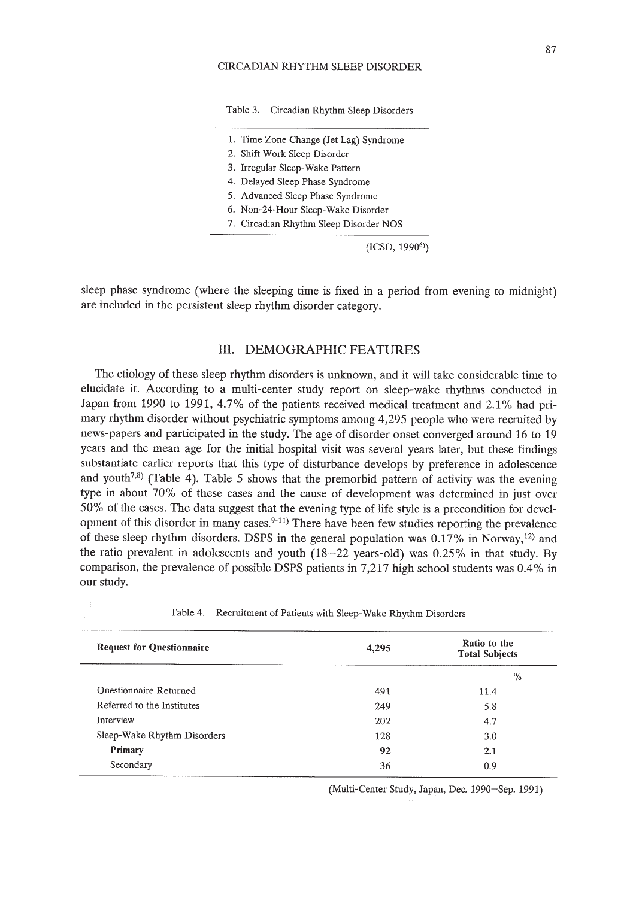Table 3. Circadian Rhythm Sleep Disorders

| |
|---|
| 1. Time Zone Change (Jet Lag) Syndrome |
| 2. Shift Work Sleep Disorder |
| 3. Irregular Sleep-Wake Pattern |
| 4. Delayed Sleep Phase Syndrome |
| 5. Advanced Sleep Phase Syndrome |
| 6. Non-24-Hour Sleep-Wake Disorder |
| 7. Circadian Rhythm Sleep Disorder NOS |

(ICSD, 1990[6])

sleep phase syndrome (where the sleeping time is fixed in a period from evening to midnight) are included in the persistent sleep rhythm disorder category.

## III. DEMOGRAPHIC FEATURES

The etiology of these sleep rhythm disorders is unknown, and it will take considerable time to elucidate it. According to a multi-center study report on sleep-wake rhythms conducted in Japan from 1990 to 1991, 4.7% of the patients received medical treatment and 2.1% had primary rhythm disorder without psychiatric symptoms among 4,295 people who were recruited by news-papers and participated in the study. The age of disorder onset converged around 16 to 19 years and the mean age for the initial hospital visit was several years later, but these findings substantiate earlier reports that this type of disturbance develops by preference in adolescence and youth[7,8] (Table 4). Table 5 shows that the premorbid pattern of activity was the evening type in about 70% of these cases and the cause of development was determined in just over 50% of the cases. The data suggest that the evening type of life style is a precondition for development of this disorder in many cases.[9-11] There have been few studies reporting the prevalence of these sleep rhythm disorders. DSPS in the general population was 0.17% in Norway,[12] and the ratio prevalent in adolescents and youth (18–22 years-old) was 0.25% in that study. By comparison, the prevalence of possible DSPS patients in 7,217 high school students was 0.4% in our study.

Table 4. Recruitment of Patients with Sleep-Wake Rhythm Disorders

| Request for Questionnaire | 4,295 | Ratio to the Total Subjects |
|---|---|---|
| | | % |
| Questionnaire Returned | 491 | 11.4 |
| Referred to the Institutes | 249 | 5.8 |
| Interview | 202 | 4.7 |
| Sleep-Wake Rhythm Disorders | 128 | 3.0 |
| **Primary** | **92** | **2.1** |
| Secondary | 36 | 0.9 |

(Multi-Center Study, Japan, Dec. 1990–Sep. 1991)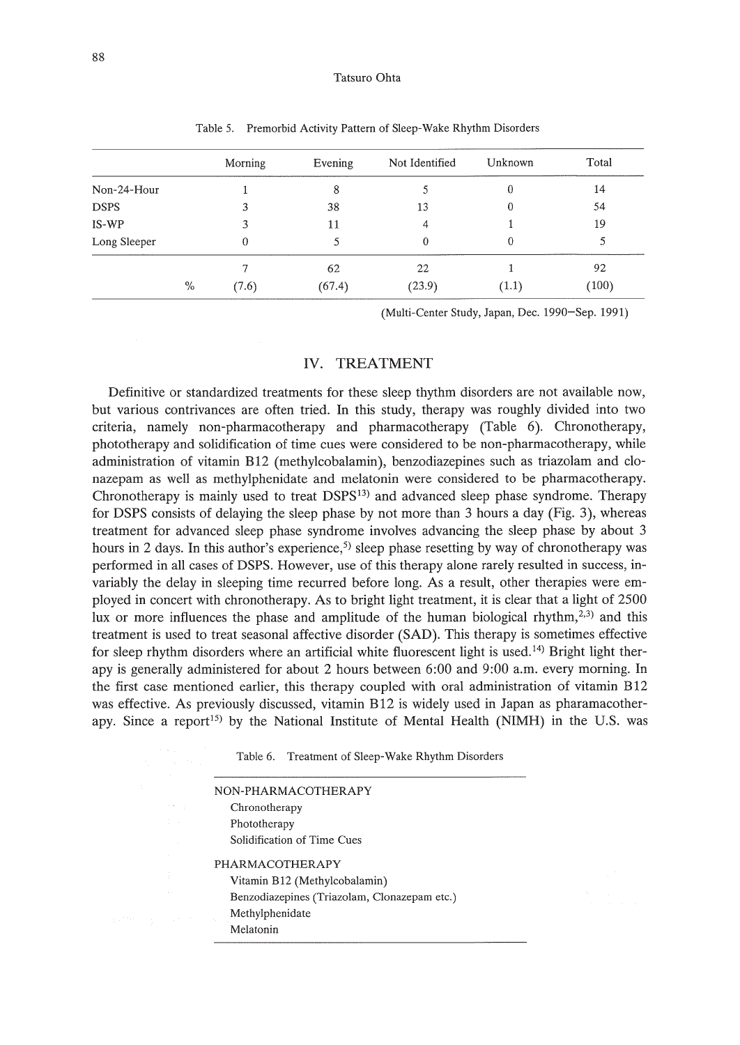Table 5. Premorbid Activity Pattern of Sleep-Wake Rhythm Disorders

| | | Morning | Evening | Not Identified | Unknown | Total |
|---|---|---|---|---|---|---|
| Non-24-Hour | | 1 | 8 | 5 | 0 | 14 |
| DSPS | | 3 | 38 | 13 | 0 | 54 |
| IS-WP | | 3 | 11 | 4 | 1 | 19 |
| Long Sleeper | | 0 | 5 | 0 | 0 | 5 |
| | | 7 | 62 | 22 | 1 | 92 |
| | % | (7.6) | (67.4) | (23.9) | (1.1) | (100) |

(Multi-Center Study, Japan, Dec. 1990–Sep. 1991)

## IV. TREATMENT

Definitive or standardized treatments for these sleep thythm disorders are not available now, but various contrivances are often tried. In this study, therapy was roughly divided into two criteria, namely non-pharmacotherapy and pharmacotherapy (Table 6). Chronotherapy, phototherapy and solidification of time cues were considered to be non-pharmacotherapy, while administration of vitamin B12 (methylcobalamin), benzodiazepines such as triazolam and clonazepam as well as methylphenidate and melatonin were considered to be pharmacotherapy. Chronotherapy is mainly used to treat DSPS[13] and advanced sleep phase syndrome. Therapy for DSPS consists of delaying the sleep phase by not more than 3 hours a day (Fig. 3), whereas treatment for advanced sleep phase syndrome involves advancing the sleep phase by about 3 hours in 2 days. In this author's experience,[5] sleep phase resetting by way of chronotherapy was performed in all cases of DSPS. However, use of this therapy alone rarely resulted in success, invariably the delay in sleeping time recurred before long. As a result, other therapies were employed in concert with chronotherapy. As to bright light treatment, it is clear that a light of 2500 lux or more influences the phase and amplitude of the human biological rhythm,[2,3] and this treatment is used to treat seasonal affective disorder (SAD). This therapy is sometimes effective for sleep rhythm disorders where an artificial white fluorescent light is used.[14] Bright light therapy is generally administered for about 2 hours between 6:00 and 9:00 a.m. every morning. In the first case mentioned earlier, this therapy coupled with oral administration of vitamin B12 was effective. As previously discussed, vitamin B12 is widely used in Japan as pharamacotherapy. Since a report[15] by the National Institute of Mental Health (NIMH) in the U.S. was

Table 6. Treatment of Sleep-Wake Rhythm Disorders

| |
|---|
| NON-PHARMACOTHERAPY |
| Chronotherapy |
| Phototherapy |
| Solidification of Time Cues |
| PHARMACOTHERAPY |
| Vitamin B12 (Methylcobalamin) |
| Benzodiazepines (Triazolam, Clonazepam etc.) |
| Methylphenidate |
| Melatonin |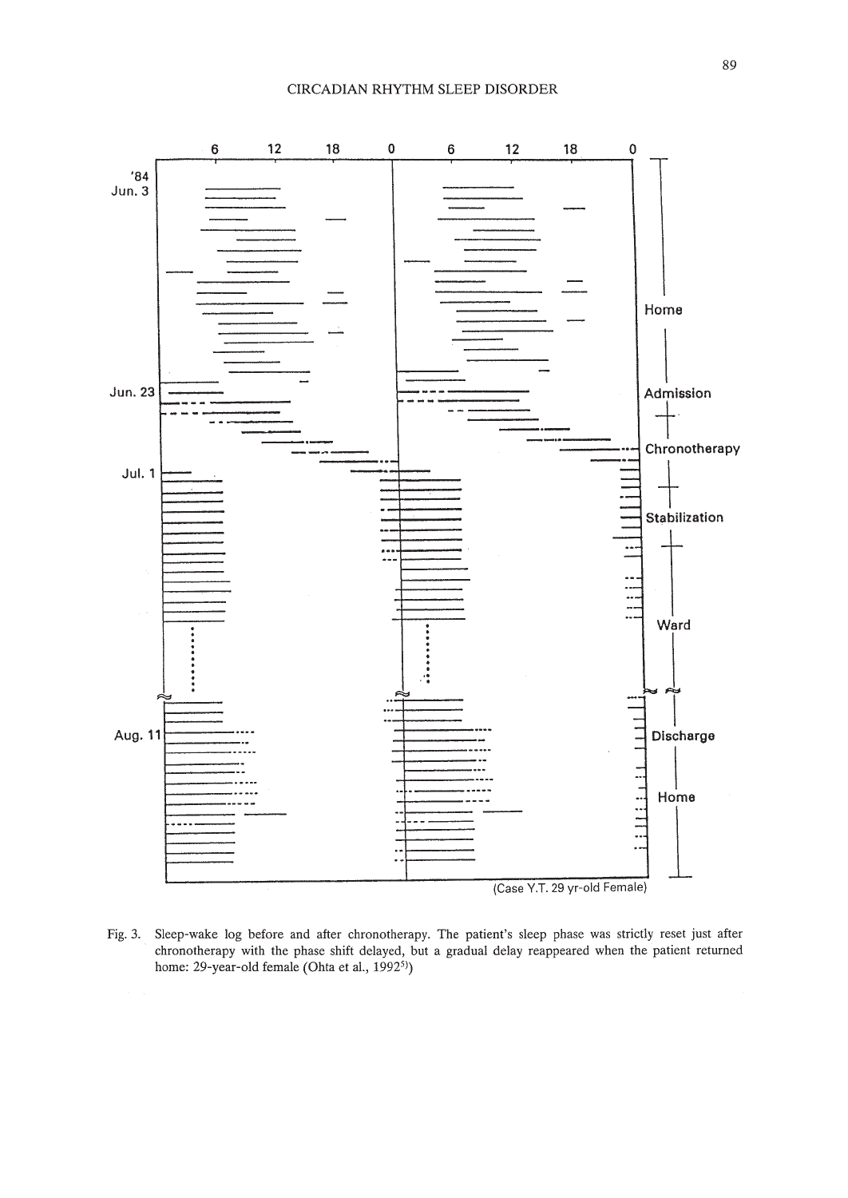Fig. 3. Sleep-wake log before and after chronotherapy. The patient's sleep phase was strictly reset just after chronotherapy with the phase shift delayed, but a gradual delay reappeared when the patient returned home: 29-year-old female (Ohta et al., 1992[5])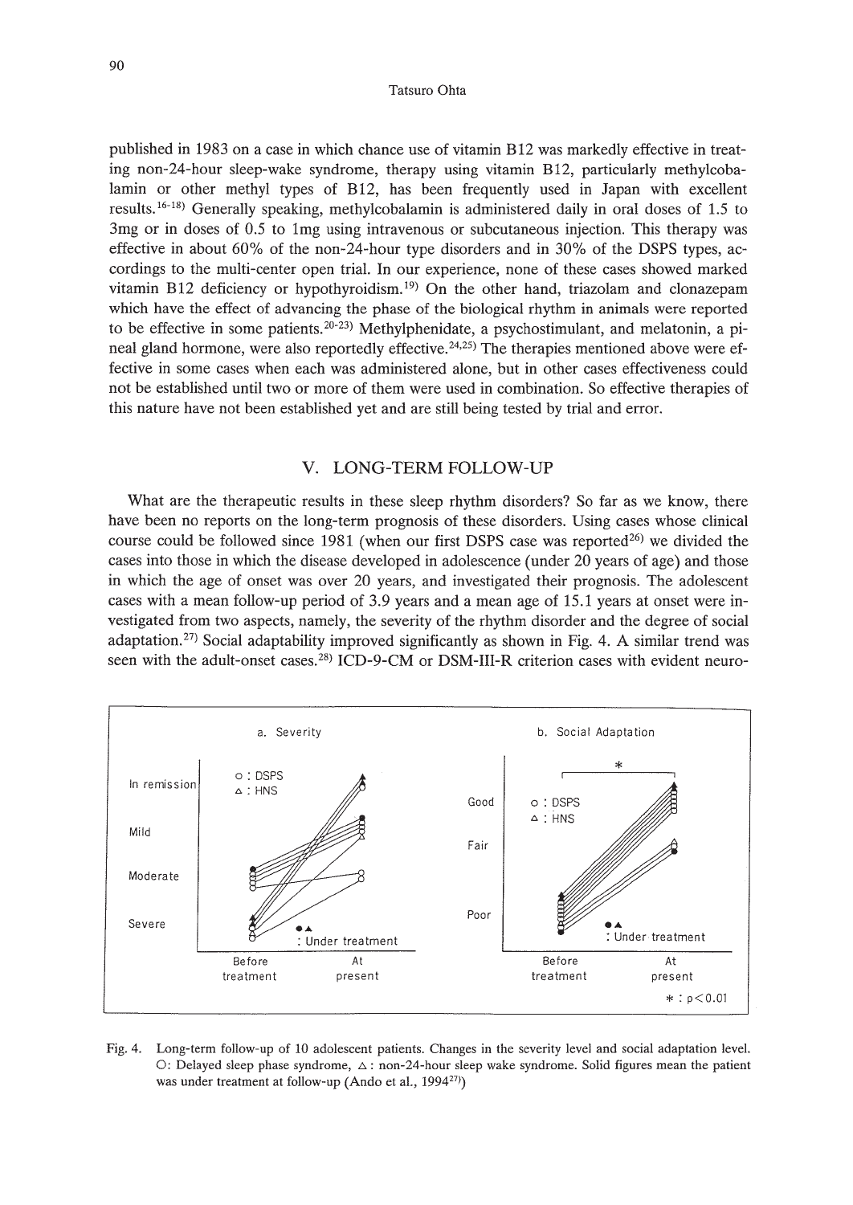published in 1983 on a case in which chance use of vitamin B12 was markedly effective in treating non-24-hour sleep-wake syndrome, therapy using vitamin B12, particularly methylcobalamin or other methyl types of B12, has been frequently used in Japan with excellent results.[16-18] Generally speaking, methylcobalamin is administered daily in oral doses of 1.5 to 3mg or in doses of 0.5 to 1mg using intravenous or subcutaneous injection. This therapy was effective in about 60% of the non-24-hour type disorders and in 30% of the DSPS types, accordings to the multi-center open trial. In our experience, none of these cases showed marked vitamin B12 deficiency or hypothyroidism.[19] On the other hand, triazolam and clonazepam which have the effect of advancing the phase of the biological rhythm in animals were reported to be effective in some patients.[20-23] Methylphenidate, a psychostimulant, and melatonin, a pineal gland hormone, were also reportedly effective.[24,25] The therapies mentioned above were effective in some cases when each was administered alone, but in other cases effectiveness could not be established until two or more of them were used in combination. So effective therapies of this nature have not been established yet and are still being tested by trial and error.

## V. LONG-TERM FOLLOW-UP

What are the therapeutic results in these sleep rhythm disorders? So far as we know, there have been no reports on the long-term prognosis of these disorders. Using cases whose clinical course could be followed since 1981 (when our first DSPS case was reported[26]) we divided the cases into those in which the disease developed in adolescence (under 20 years of age) and those in which the age of onset was over 20 years, and investigated their prognosis. The adolescent cases with a mean follow-up period of 3.9 years and a mean age of 15.1 years at onset were investigated from two aspects, namely, the severity of the rhythm disorder and the degree of social adaptation.[27] Social adaptability improved significantly as shown in Fig. 4. A similar trend was seen with the adult-onset cases.[28] ICD-9-CM or DSM-III-R criterion cases with evident neuro-

Fig. 4. Long-term follow-up of 10 adolescent patients. Changes in the severity level and social adaptation level. ○: Delayed sleep phase syndrome, △: non-24-hour sleep wake syndrome. Solid figures mean the patient was under treatment at follow-up (Ando et al., 1994[27])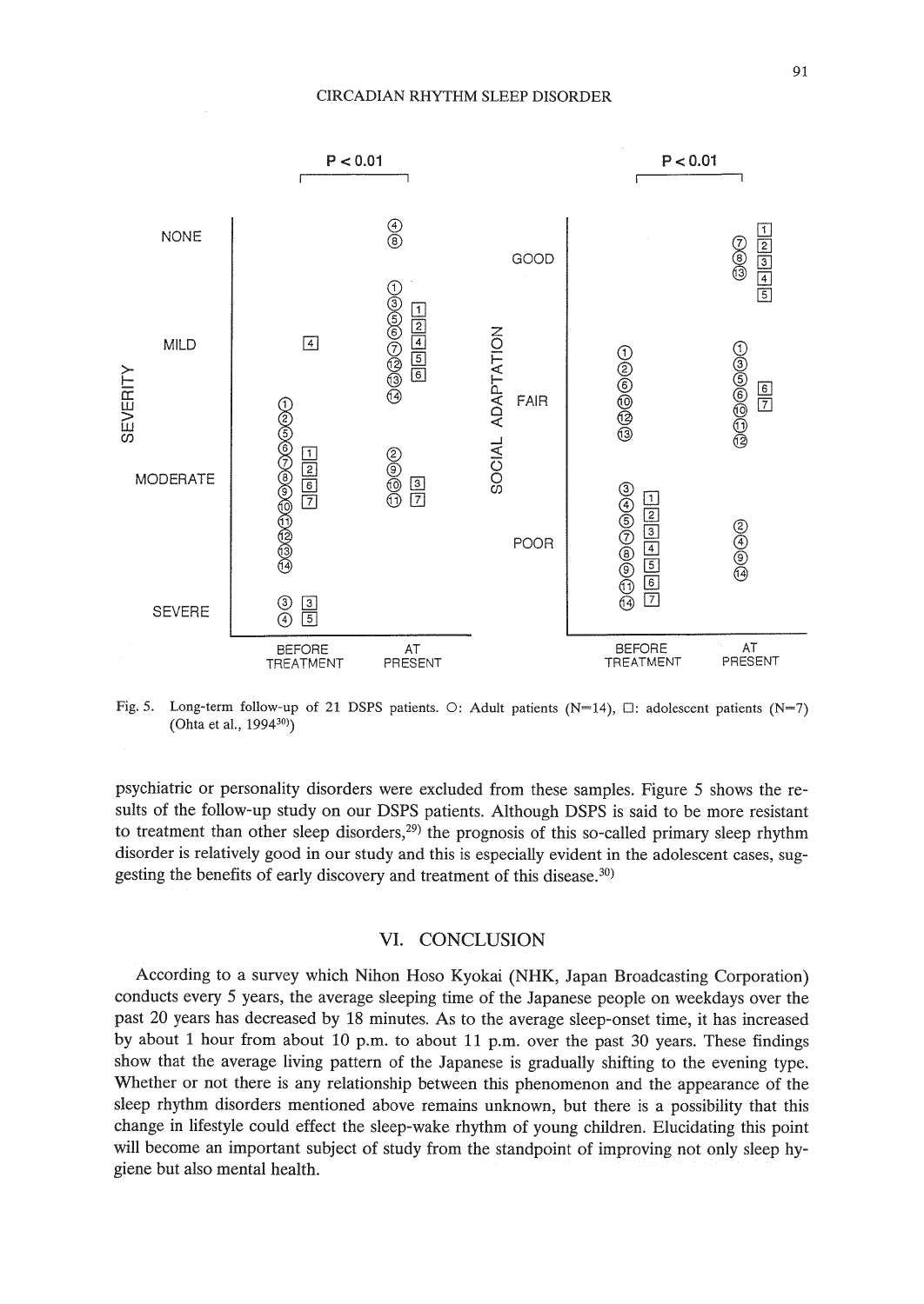Fig. 5. Long-term follow-up of 21 DSPS patients. ○: Adult patients (N=14), □: adolescent patients (N=7) (Ohta et al., 1994[30])

psychiatric or personality disorders were excluded from these samples. Figure 5 shows the results of the follow-up study on our DSPS patients. Although DSPS is said to be more resistant to treatment than other sleep disorders,[29] the prognosis of this so-called primary sleep rhythm disorder is relatively good in our study and this is especially evident in the adolescent cases, suggesting the benefits of early discovery and treatment of this disease.[30]

## VI. CONCLUSION

According to a survey which Nihon Hoso Kyokai (NHK, Japan Broadcasting Corporation) conducts every 5 years, the average sleeping time of the Japanese people on weekdays over the past 20 years has decreased by 18 minutes. As to the average sleep-onset time, it has increased by about 1 hour from about 10 p.m. to about 11 p.m. over the past 30 years. These findings show that the average living pattern of the Japanese is gradually shifting to the evening type. Whether or not there is any relationship between this phenomenon and the appearance of the sleep rhythm disorders mentioned above remains unknown, but there is a possibility that this change in lifestyle could effect the sleep-wake rhythm of young children. Elucidating this point will become an important subject of study from the standpoint of improving not only sleep hygiene but also mental health.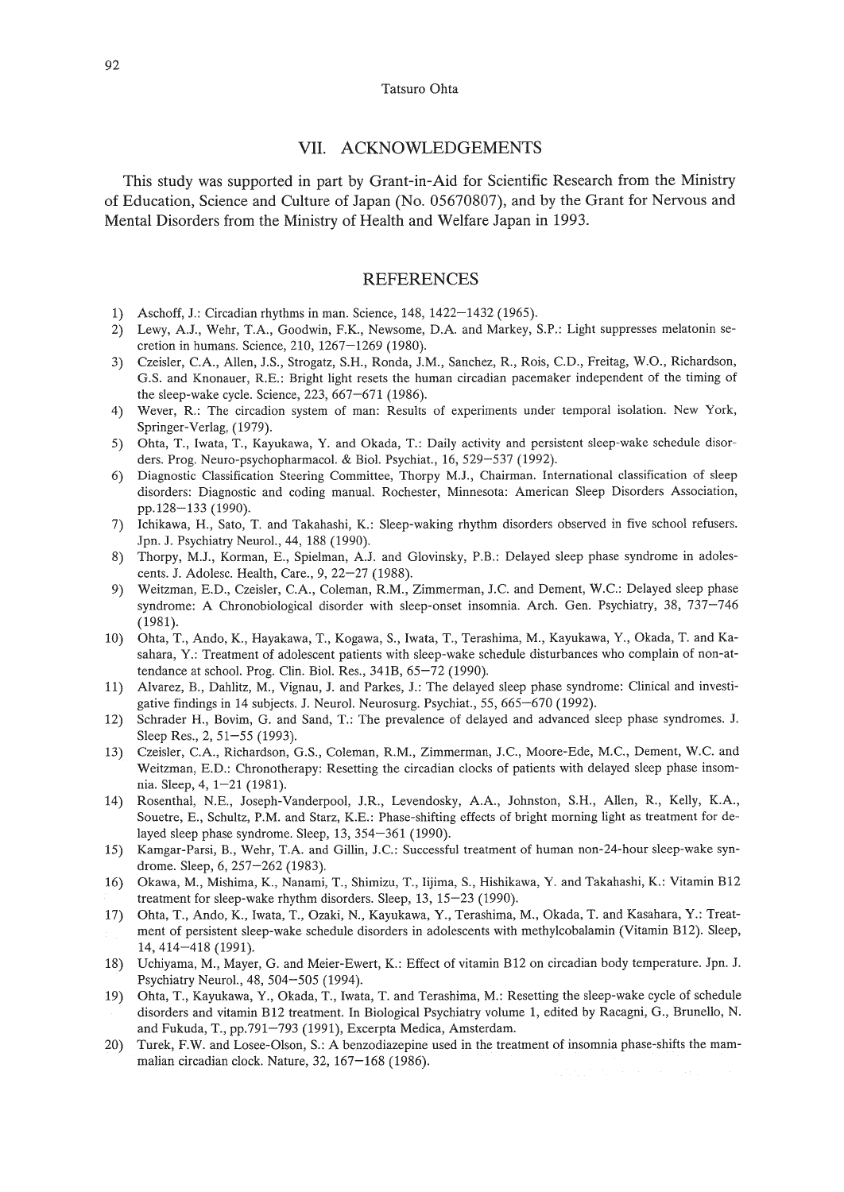## VII. ACKNOWLEDGEMENTS

This study was supported in part by Grant-in-Aid for Scientific Research from the Ministry of Education, Science and Culture of Japan (No. 05670807), and by the Grant for Nervous and Mental Disorders from the Ministry of Health and Welfare Japan in 1993.

## REFERENCES

1) Aschoff, J.: Circadian rhythms in man. Science, 148, 1422–1432 (1965).
2) Lewy, A.J., Wehr, T.A., Goodwin, F.K., Newsome, D.A. and Markey, S.P.: Light suppresses melatonin secretion in humans. Science, 210, 1267–1269 (1980).
3) Czeisler, C.A., Allen, J.S., Strogatz, S.H., Ronda, J.M., Sanchez, R., Rois, C.D., Freitag, W.O., Richardson, G.S. and Knonauer, R.E.: Bright light resets the human circadian pacemaker independent of the timing of the sleep-wake cycle. Science, 223, 667–671 (1986).
4) Wever, R.: The circadion system of man: Results of experiments under temporal isolation. New York, Springer-Verlag, (1979).
5) Ohta, T., Iwata, T., Kayukawa, Y. and Okada, T.: Daily activity and persistent sleep-wake schedule disorders. Prog. Neuro-psychopharmacol. & Biol. Psychiat., 16, 529–537 (1992).
6) Diagnostic Classification Steering Committee, Thorpy M.J., Chairman. International classification of sleep disorders: Diagnostic and coding manual. Rochester, Minnesota: American Sleep Disorders Association, pp.128–133 (1990).
7) Ichikawa, H., Sato, T. and Takahashi, K.: Sleep-waking rhythm disorders observed in five school refusers. Jpn. J. Psychiatry Neurol., 44, 188 (1990).
8) Thorpy, M.J., Korman, E., Spielman, A.J. and Glovinsky, P.B.: Delayed sleep phase syndrome in adolescents. J. Adolesc. Health, Care., 9, 22–27 (1988).
9) Weitzman, E.D., Czeisler, C.A., Coleman, R.M., Zimmerman, J.C. and Dement, W.C.: Delayed sleep phase syndrome: A Chronobiological disorder with sleep-onset insomnia. Arch. Gen. Psychiatry, 38, 737–746 (1981).
10) Ohta, T., Ando, K., Hayakawa, T., Kogawa, S., Iwata, T., Terashima, M., Kayukawa, Y., Okada, T. and Kasahara, Y.: Treatment of adolescent patients with sleep-wake schedule disturbances who complain of non-attendance at school. Prog. Clin. Biol. Res., 341B, 65–72 (1990).
11) Alvarez, B., Dahlitz, M., Vignau, J. and Parkes, J.: The delayed sleep phase syndrome: Clinical and investigative findings in 14 subjects. J. Neurol. Neurosurg. Psychiat., 55, 665–670 (1992).
12) Schrader H., Bovim, G. and Sand, T.: The prevalence of delayed and advanced sleep phase syndromes. J. Sleep Res., 2, 51–55 (1993).
13) Czeisler, C.A., Richardson, G.S., Coleman, R.M., Zimmerman, J.C., Moore-Ede, M.C., Dement, W.C. and Weitzman, E.D.: Chronotherapy: Resetting the circadian clocks of patients with delayed sleep phase insomnia. Sleep, 4, 1–21 (1981).
14) Rosenthal, N.E., Joseph-Vanderpool, J.R., Levendosky, A.A., Johnston, S.H., Allen, R., Kelly, K.A., Souetre, E., Schultz, P.M. and Starz, K.E.: Phase-shifting effects of bright morning light as treatment for delayed sleep phase syndrome. Sleep, 13, 354–361 (1990).
15) Kamgar-Parsi, B., Wehr, T.A. and Gillin, J.C.: Successful treatment of human non-24-hour sleep-wake syndrome. Sleep, 6, 257–262 (1983).
16) Okawa, M., Mishima, K., Nanami, T., Shimizu, T., Iijima, S., Hishikawa, Y. and Takahashi, K.: Vitamin B12 treatment for sleep-wake rhythm disorders. Sleep, 13, 15–23 (1990).
17) Ohta, T., Ando, K., Iwata, T., Ozaki, N., Kayukawa, Y., Terashima, M., Okada, T. and Kasahara, Y.: Treatment of persistent sleep-wake schedule disorders in adolescents with methylcobalamin (Vitamin B12). Sleep, 14, 414–418 (1991).
18) Uchiyama, M., Mayer, G. and Meier-Ewert, K.: Effect of vitamin B12 on circadian body temperature. Jpn. J. Psychiatry Neurol., 48, 504–505 (1994).
19) Ohta, T., Kayukawa, Y., Okada, T., Iwata, T. and Terashima, M.: Resetting the sleep-wake cycle of schedule disorders and vitamin B12 treatment. In Biological Psychiatry volume 1, edited by Racagni, G., Brunello, N. and Fukuda, T., pp.791–793 (1991), Excerpta Medica, Amsterdam.
20) Turek, F.W. and Losee-Olson, S.: A benzodiazepine used in the treatment of insomnia phase-shifts the mammalian circadian clock. Nature, 32, 167–168 (1986).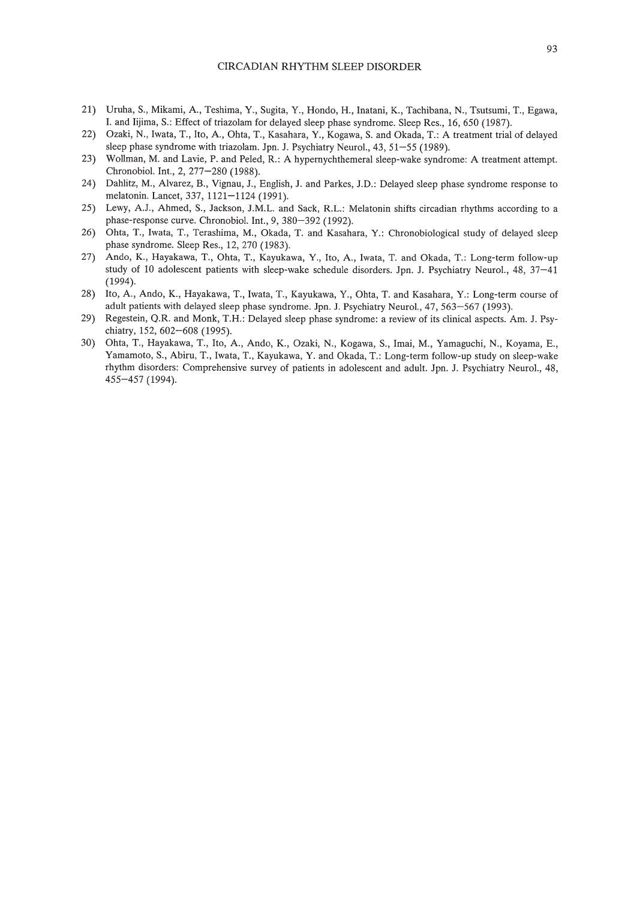21) Uruha, S., Mikami, A., Teshima, Y., Sugita, Y., Hondo, H., Inatani, K., Tachibana, N., Tsutsumi, T., Egawa, I. and Iijima, S.: Effect of triazolam for delayed sleep phase syndrome. Sleep Res., 16, 650 (1987).
22) Ozaki, N., Iwata, T., Ito, A., Ohta, T., Kasahara, Y., Kogawa, S. and Okada, T.: A treatment trial of delayed sleep phase syndrome with triazolam. Jpn. J. Psychiatry Neurol., 43, 51–55 (1989).
23) Wollman, M. and Lavie, P. and Peled, R.: A hypernychthemeral sleep-wake syndrome: A treatment attempt. Chronobiol. Int., 2, 277–280 (1988).
24) Dahlitz, M., Alvarez, B., Vignau, J., English, J. and Parkes, J.D.: Delayed sleep phase syndrome response to melatonin. Lancet, 337, 1121–1124 (1991).
25) Lewy, A.J., Ahmed, S., Jackson, J.M.L. and Sack, R.L.: Melatonin shifts circadian rhythms according to a phase-response curve. Chronobiol. Int., 9, 380–392 (1992).
26) Ohta, T., Iwata, T., Terashima, M., Okada, T. and Kasahara, Y.: Chronobiological study of delayed sleep phase syndrome. Sleep Res., 12, 270 (1983).
27) Ando, K., Hayakawa, T., Ohta, T., Kayukawa, Y., Ito, A., Iwata, T. and Okada, T.: Long-term follow-up study of 10 adolescent patients with sleep-wake schedule disorders. Jpn. J. Psychiatry Neurol., 48, 37–41 (1994).
28) Ito, A., Ando, K., Hayakawa, T., Iwata, T., Kayukawa, Y., Ohta, T. and Kasahara, Y.: Long-term course of adult patients with delayed sleep phase syndrome. Jpn. J. Psychiatry Neurol., 47, 563–567 (1993).
29) Regestein, Q.R. and Monk, T.H.: Delayed sleep phase syndrome: a review of its clinical aspects. Am. J. Psychiatry, 152, 602–608 (1995).
30) Ohta, T., Hayakawa, T., Ito, A., Ando, K., Ozaki, N., Kogawa, S., Imai, M., Yamaguchi, N., Koyama, E., Yamamoto, S., Abiru, T., Iwata, T., Kayukawa, Y. and Okada, T.: Long-term follow-up study on sleep-wake rhythm disorders: Comprehensive survey of patients in adolescent and adult. Jpn. J. Psychiatry Neurol., 48, 455–457 (1994).